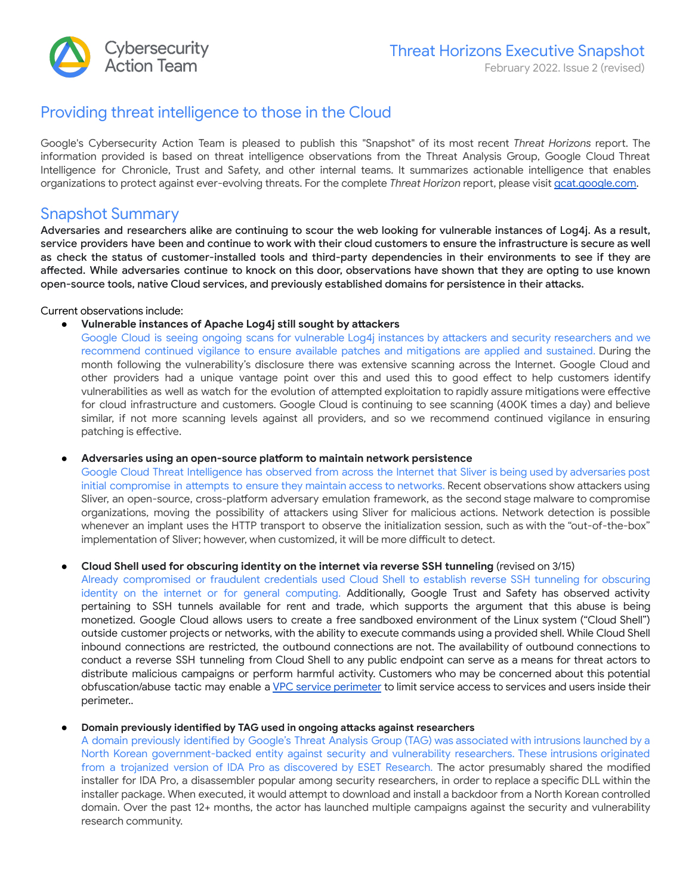Cybersecurity Action Team

# Threat Horizons Executive Snapshot

February 2022. Issue 2 (revised)

## Providing threat intelligence to those in the Cloud

Google's Cybersecurity Action Team is pleased to publish this "Snapshot" of its most recent *Threat Horizons* report. The information provided is based on threat intelligence observations from the Threat Analysis Group, Google Cloud Threat Intelligence for Chronicle, Trust and Safety, and other internal teams. It summarizes actionable intelligence that enables organizations to protect against ever-evolving threats. For the complete *Threat Horizon* report, please visit [gcat.google.com](gcat.google.com).

## Snapshot Summary

**Adversaries and researchers alike are continuing to scour the web looking for vulnerable instances of Log4j. As a result, service providers have been and continue to work with their cloud customers to ensure the infrastructure is secure as well as check the status of customer-installed tools and third-party dependencies in their environments to see if they are affected. While adversaries continue to knock on this door, observations have shown that they are opting to use known open-source tools, native Cloud services, and previously established domains for persistence in their attacks.**

Current observations include:

- **Vulnerable instances of Apache Log4j still sought by attackers**
  Google Cloud is seeing ongoing scans for vulnerable Log4j instances by attackers and security researchers and we recommend continued vigilance to ensure available patches and mitigations are applied and sustained. During the month following the vulnerability's disclosure there was extensive scanning across the Internet. Google Cloud and other providers had a unique vantage point over this and used this to good effect to help customers identify vulnerabilities as well as watch for the evolution of attempted exploitation to rapidly assure mitigations were effective for cloud infrastructure and customers. Google Cloud is continuing to see scanning (400K times a day) and believe similar, if not more scanning levels against all providers, and so we recommend continued vigilance in ensuring patching is effective.

- **Adversaries using an open-source platform to maintain network persistence**
  Google Cloud Threat Intelligence has observed from across the Internet that Sliver is being used by adversaries post initial compromise in attempts to ensure they maintain access to networks. Recent observations show attackers using Sliver, an open-source, cross-platform adversary emulation framework, as the second stage malware to compromise organizations, moving the possibility of attackers using Sliver for malicious actions. Network detection is possible whenever an implant uses the HTTP transport to observe the initialization session, such as with the "out-of-the-box" implementation of Sliver; however, when customized, it will be more difficult to detect.

- **Cloud Shell used for obscuring identity on the internet via reverse SSH tunneling** (revised on 3/15)
  Already compromised or fraudulent credentials used Cloud Shell to establish reverse SSH tunneling for obscuring identity on the internet or for general computing. Additionally, Google Trust and Safety has observed activity pertaining to SSH tunnels available for rent and trade, which supports the argument that this abuse is being monetized. Google Cloud allows users to create a free sandboxed environment of the Linux system ("Cloud Shell") outside customer projects or networks, with the ability to execute commands using a provided shell. While Cloud Shell inbound connections are restricted, the outbound connections are not. The availability of outbound connections to conduct a reverse SSH tunneling from Cloud Shell to any public endpoint can serve as a means for threat actors to distribute malicious campaigns or perform harmful activity. Customers who may be concerned about this potential obfuscation/abuse tactic may enable a [VPC service perimeter]() to limit service access to services and users inside their perimeter..

- **Domain previously identified by TAG used in ongoing attacks against researchers**
  A domain previously identified by Google's Threat Analysis Group (TAG) was associated with intrusions launched by a North Korean government-backed entity against security and vulnerability researchers. These intrusions originated from a trojanized version of IDA Pro as discovered by ESET Research. The actor presumably shared the modified installer for IDA Pro, a disassembler popular among security researchers, in order to replace a specific DLL within the installer package. When executed, it would attempt to download and install a backdoor from a North Korean controlled domain. Over the past 12+ months, the actor has launched multiple campaigns against the security and vulnerability research community.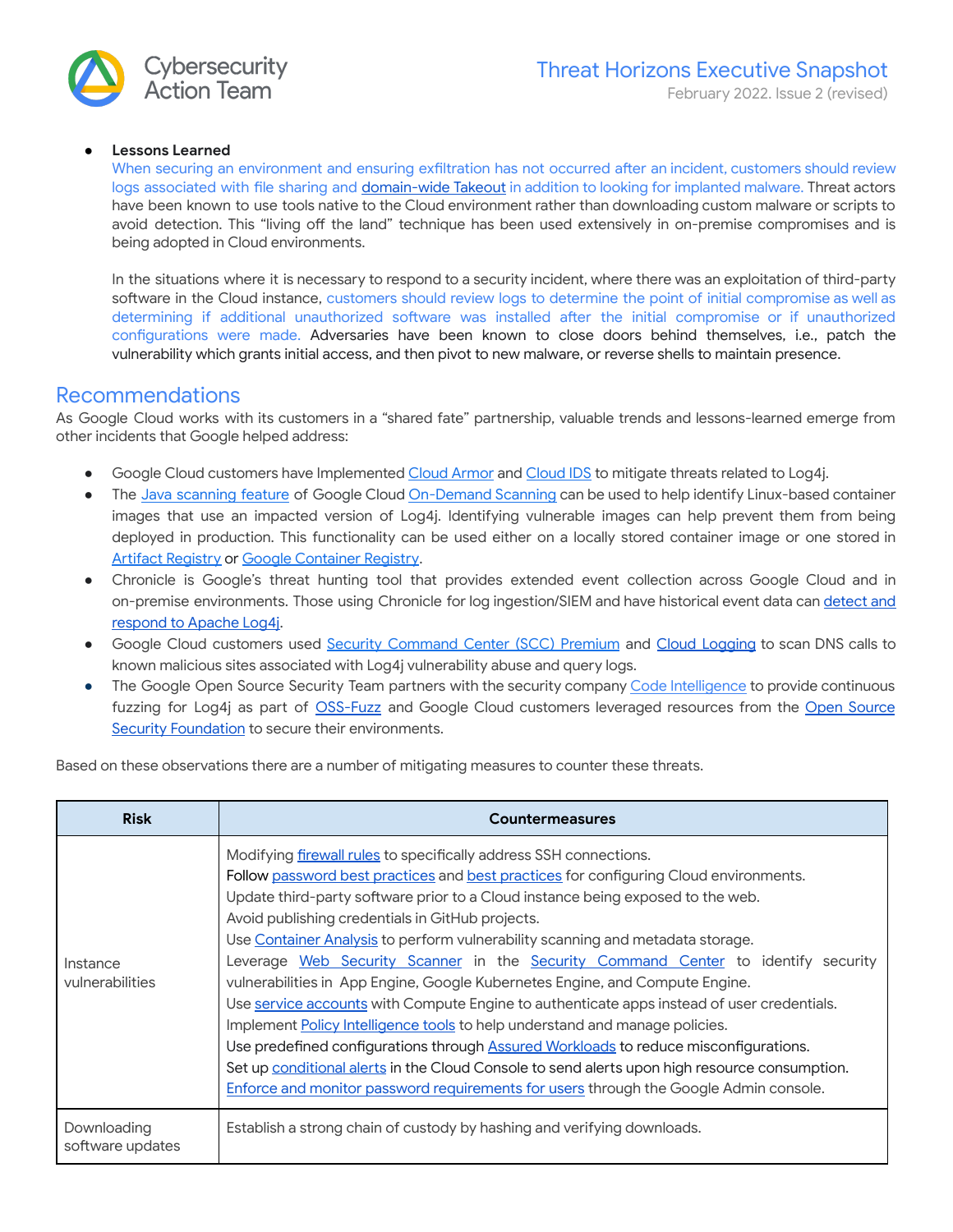- **Lessons Learned**
  When securing an environment and ensuring exfiltration has not occurred after an incident, customers should review logs associated with file sharing and domain-wide Takeout in addition to looking for implanted malware. Threat actors have been known to use tools native to the Cloud environment rather than downloading custom malware or scripts to avoid detection. This "living off the land" technique has been used extensively in on-premise compromises and is being adopted in Cloud environments.

  In the situations where it is necessary to respond to a security incident, where there was an exploitation of third-party software in the Cloud instance, customers should review logs to determine the point of initial compromise as well as determining if additional unauthorized software was installed after the initial compromise or if unauthorized configurations were made. Adversaries have been known to close doors behind themselves, i.e., patch the vulnerability which grants initial access, and then pivot to new malware, or reverse shells to maintain presence.

## Recommendations

As Google Cloud works with its customers in a "shared fate" partnership, valuable trends and lessons-learned emerge from other incidents that Google helped address:

- Google Cloud customers have Implemented Cloud Armor and Cloud IDS to mitigate threats related to Log4j.
- The Java scanning feature of Google Cloud On-Demand Scanning can be used to help identify Linux-based container images that use an impacted version of Log4j. Identifying vulnerable images can help prevent them from being deployed in production. This functionality can be used either on a locally stored container image or one stored in Artifact Registry or Google Container Registry.
- Chronicle is Google's threat hunting tool that provides extended event collection across Google Cloud and in on-premise environments. Those using Chronicle for log ingestion/SIEM and have historical event data can detect and respond to Apache Log4j.
- Google Cloud customers used Security Command Center (SCC) Premium and Cloud Logging to scan DNS calls to known malicious sites associated with Log4j vulnerability abuse and query logs.
- The Google Open Source Security Team partners with the security company Code Intelligence to provide continuous fuzzing for Log4j as part of OSS-Fuzz and Google Cloud customers leveraged resources from the Open Source Security Foundation to secure their environments.

Based on these observations there are a number of mitigating measures to counter these threats.

| Risk | Countermeasures |
|---|---|
| Instance vulnerabilities | Modifying firewall rules to specifically address SSH connections.<br>Follow password best practices and best practices for configuring Cloud environments.<br>Update third-party software prior to a Cloud instance being exposed to the web.<br>Avoid publishing credentials in GitHub projects.<br>Use Container Analysis to perform vulnerability scanning and metadata storage.<br>Leverage Web Security Scanner in the Security Command Center to identify security vulnerabilities in App Engine, Google Kubernetes Engine, and Compute Engine.<br>Use service accounts with Compute Engine to authenticate apps instead of user credentials.<br>Implement Policy Intelligence tools to help understand and manage policies.<br>Use predefined configurations through Assured Workloads to reduce misconfigurations.<br>Set up conditional alerts in the Cloud Console to send alerts upon high resource consumption.<br>Enforce and monitor password requirements for users through the Google Admin console. |
| Downloading software updates | Establish a strong chain of custody by hashing and verifying downloads. |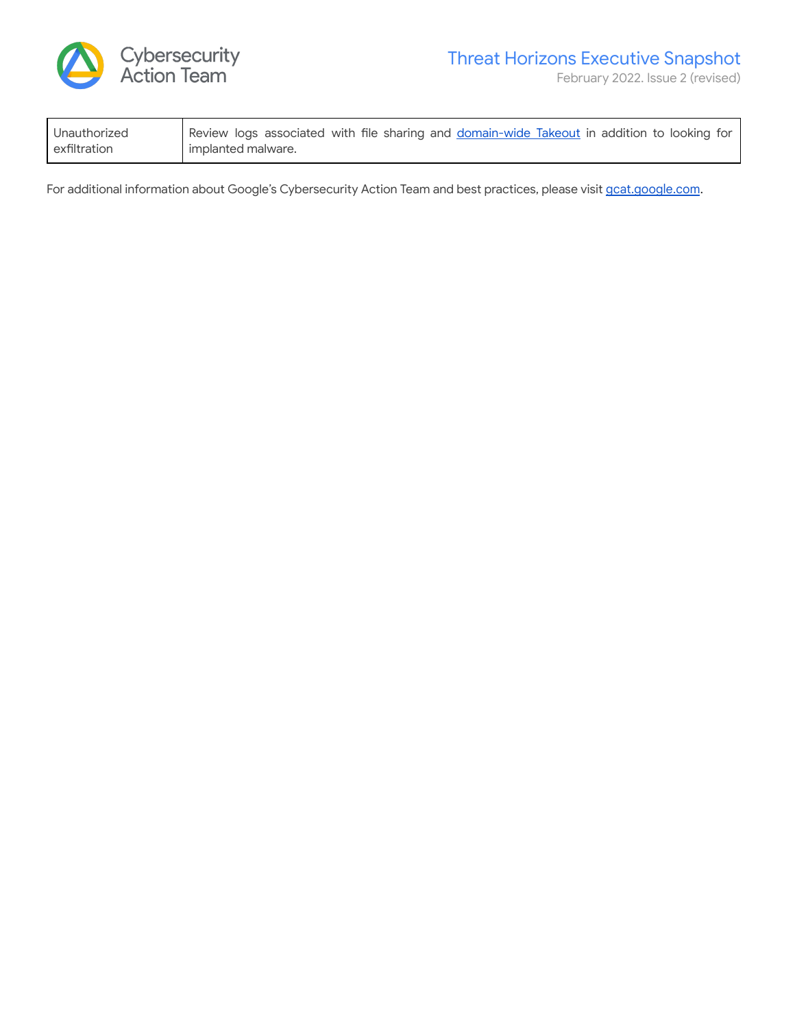| | |
|---|---|
| Unauthorized exfiltration | Review logs associated with file sharing and domain-wide Takeout in addition to looking for implanted malware. |

For additional information about Google's Cybersecurity Action Team and best practices, please visit gcat.google.com.